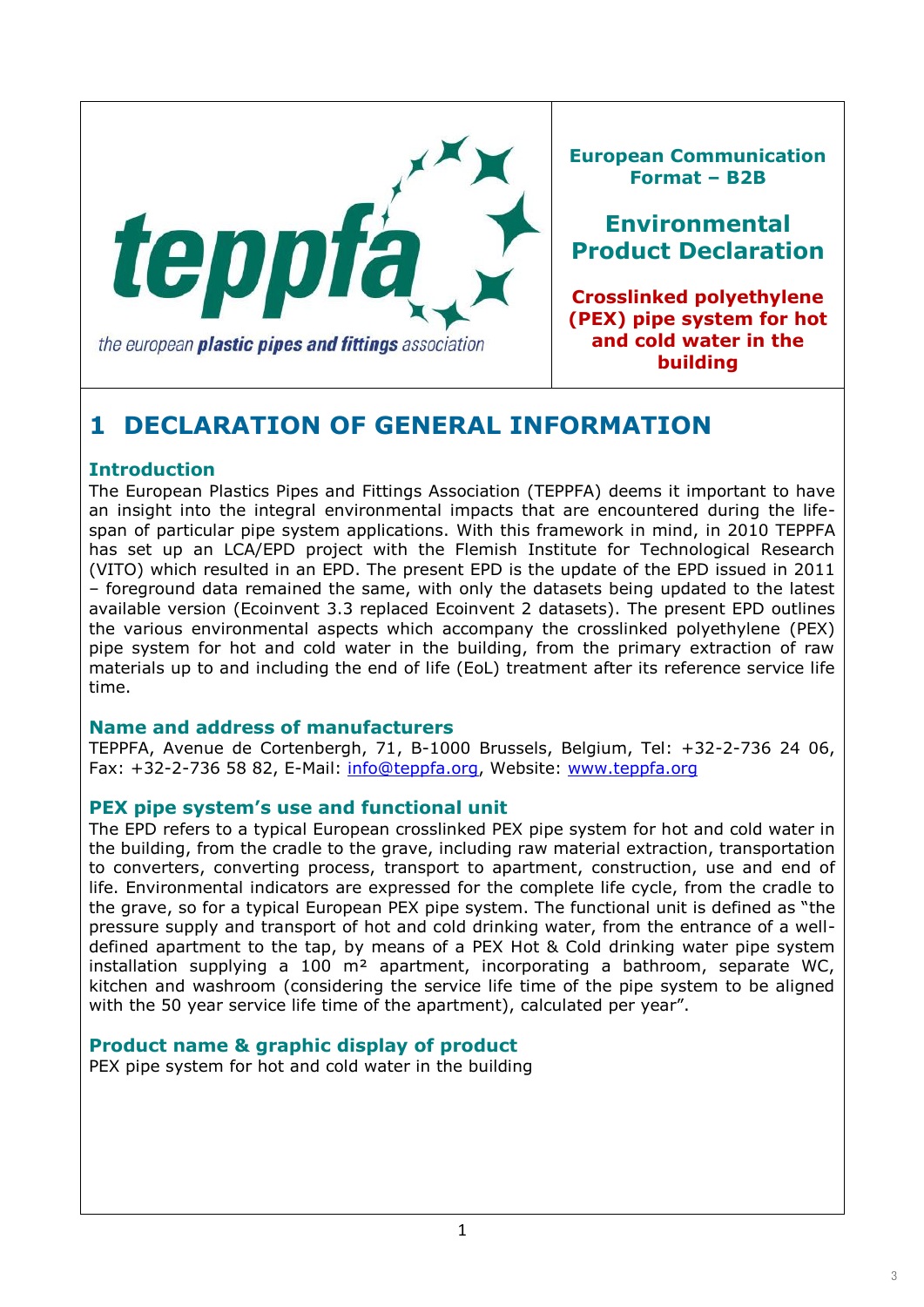teppfa

the european **plastic pipes and fittings** association

**European Communication Format – B2B**

**Environmental Product Declaration**

**Crosslinked polyethylene (PEX) pipe system for hot and cold water in the building**

# 1 DECLARATION OF GENERAL INFORMATION

### Introduction

The European Plastics Pipes and Fittings Association (TEPPFA) deems it important to have an insight into the integral environmental impacts that are encountered during the life-span of particular pipe system applications. With this framework in mind, in 2010 TEPPFA has set up an LCA/EPD project with the Flemish Institute for Technological Research (VITO) which resulted in an EPD. The present EPD is the update of the EPD issued in 2011 – foreground data remained the same, with only the datasets being updated to the latest available version (Ecoinvent 3.3 replaced Ecoinvent 2 datasets). The present EPD outlines the various environmental aspects which accompany the crosslinked polyethylene (PEX) pipe system for hot and cold water in the building, from the primary extraction of raw materials up to and including the end of life (EoL) treatment after its reference service life time.

### Name and address of manufacturers

TEPPFA, Avenue de Cortenbergh, 71, B-1000 Brussels, Belgium, Tel: +32-2-736 24 06, Fax: +32-2-736 58 82, E-Mail: info@teppfa.org, Website: www.teppfa.org

### PEX pipe system's use and functional unit

The EPD refers to a typical European crosslinked PEX pipe system for hot and cold water in the building, from the cradle to the grave, including raw material extraction, transportation to converters, converting process, transport to apartment, construction, use and end of life. Environmental indicators are expressed for the complete life cycle, from the cradle to the grave, so for a typical European PEX pipe system. The functional unit is defined as "the pressure supply and transport of hot and cold drinking water, from the entrance of a well-defined apartment to the tap, by means of a PEX Hot & Cold drinking water pipe system installation supplying a 100 m² apartment, incorporating a bathroom, separate WC, kitchen and washroom (considering the service life time of the pipe system to be aligned with the 50 year service life time of the apartment), calculated per year".

### Product name & graphic display of product

PEX pipe system for hot and cold water in the building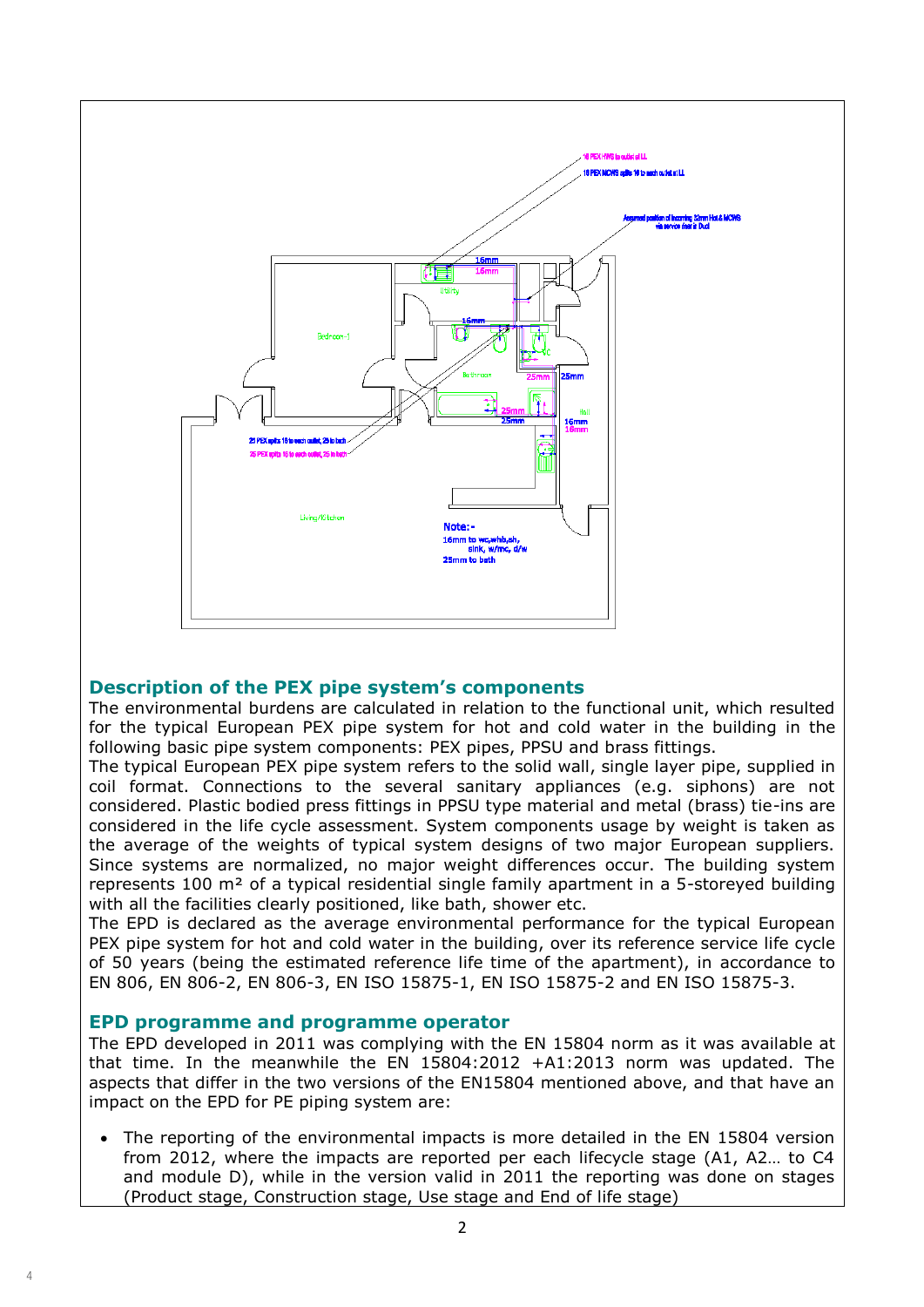## Description of the PEX pipe system's components

The environmental burdens are calculated in relation to the functional unit, which resulted for the typical European PEX pipe system for hot and cold water in the building in the following basic pipe system components: PEX pipes, PPSU and brass fittings.

The typical European PEX pipe system refers to the solid wall, single layer pipe, supplied in coil format. Connections to the several sanitary appliances (e.g. siphons) are not considered. Plastic bodied press fittings in PPSU type material and metal (brass) tie-ins are considered in the life cycle assessment. System components usage by weight is taken as the average of the weights of typical system designs of two major European suppliers. Since systems are normalized, no major weight differences occur. The building system represents 100 m² of a typical residential single family apartment in a 5-storeyed building with all the facilities clearly positioned, like bath, shower etc.

The EPD is declared as the average environmental performance for the typical European PEX pipe system for hot and cold water in the building, over its reference service life cycle of 50 years (being the estimated reference life time of the apartment), in accordance to EN 806, EN 806-2, EN 806-3, EN ISO 15875-1, EN ISO 15875-2 and EN ISO 15875-3.

## EPD programme and programme operator

The EPD developed in 2011 was complying with the EN 15804 norm as it was available at that time. In the meanwhile the EN 15804:2012 +A1:2013 norm was updated. The aspects that differ in the two versions of the EN15804 mentioned above, and that have an impact on the EPD for PE piping system are:

- The reporting of the environmental impacts is more detailed in the EN 15804 version from 2012, where the impacts are reported per each lifecycle stage (A1, A2… to C4 and module D), while in the version valid in 2011 the reporting was done on stages (Product stage, Construction stage, Use stage and End of life stage)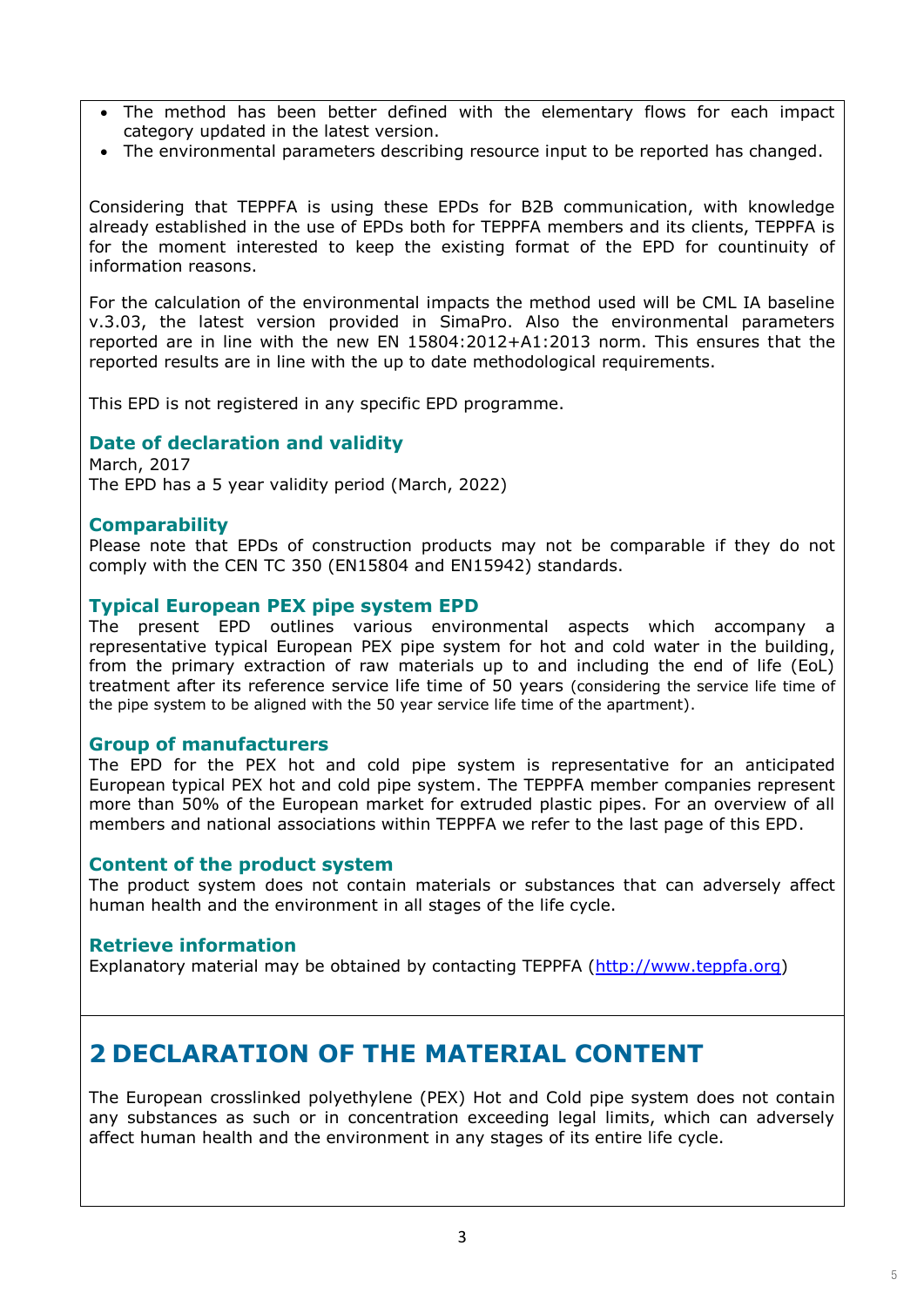- The method has been better defined with the elementary flows for each impact category updated in the latest version.
- The environmental parameters describing resource input to be reported has changed.

Considering that TEPPFA is using these EPDs for B2B communication, with knowledge already established in the use of EPDs both for TEPPFA members and its clients, TEPPFA is for the moment interested to keep the existing format of the EPD for countinuity of information reasons.

For the calculation of the environmental impacts the method used will be CML IA baseline v.3.03, the latest version provided in SimaPro. Also the environmental parameters reported are in line with the new EN 15804:2012+A1:2013 norm. This ensures that the reported results are in line with the up to date methodological requirements.

This EPD is not registered in any specific EPD programme.

### Date of declaration and validity

March, 2017
The EPD has a 5 year validity period (March, 2022)

### Comparability

Please note that EPDs of construction products may not be comparable if they do not comply with the CEN TC 350 (EN15804 and EN15942) standards.

### Typical European PEX pipe system EPD

The present EPD outlines various environmental aspects which accompany a representative typical European PEX pipe system for hot and cold water in the building, from the primary extraction of raw materials up to and including the end of life (EoL) treatment after its reference service life time of 50 years (considering the service life time of the pipe system to be aligned with the 50 year service life time of the apartment).

### Group of manufacturers

The EPD for the PEX hot and cold pipe system is representative for an anticipated European typical PEX hot and cold pipe system. The TEPPFA member companies represent more than 50% of the European market for extruded plastic pipes. For an overview of all members and national associations within TEPPFA we refer to the last page of this EPD.

### Content of the product system

The product system does not contain materials or substances that can adversely affect human health and the environment in all stages of the life cycle.

### Retrieve information

Explanatory material may be obtained by contacting TEPPFA (http://www.teppfa.org)

## 2 DECLARATION OF THE MATERIAL CONTENT

The European crosslinked polyethylene (PEX) Hot and Cold pipe system does not contain any substances as such or in concentration exceeding legal limits, which can adversely affect human health and the environment in any stages of its entire life cycle.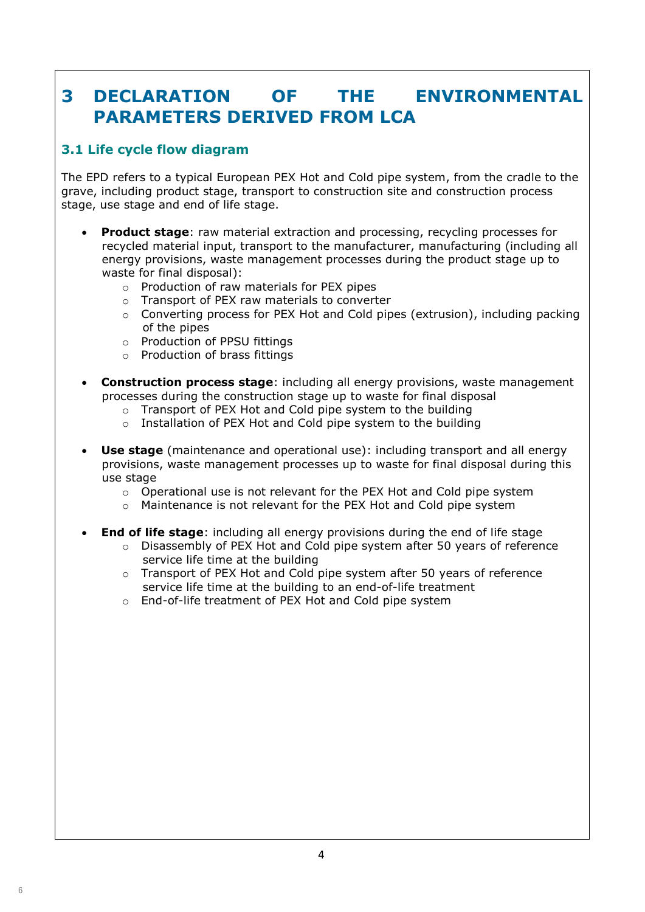# 3 DECLARATION OF THE ENVIRONMENTAL PARAMETERS DERIVED FROM LCA

## 3.1 Life cycle flow diagram

The EPD refers to a typical European PEX Hot and Cold pipe system, from the cradle to the grave, including product stage, transport to construction site and construction process stage, use stage and end of life stage.

- **Product stage**: raw material extraction and processing, recycling processes for recycled material input, transport to the manufacturer, manufacturing (including all energy provisions, waste management processes during the product stage up to waste for final disposal):
  - Production of raw materials for PEX pipes
  - Transport of PEX raw materials to converter
  - Converting process for PEX Hot and Cold pipes (extrusion), including packing of the pipes
  - Production of PPSU fittings
  - Production of brass fittings

- **Construction process stage**: including all energy provisions, waste management processes during the construction stage up to waste for final disposal
  - Transport of PEX Hot and Cold pipe system to the building
  - Installation of PEX Hot and Cold pipe system to the building

- **Use stage** (maintenance and operational use): including transport and all energy provisions, waste management processes up to waste for final disposal during this use stage
  - Operational use is not relevant for the PEX Hot and Cold pipe system
  - Maintenance is not relevant for the PEX Hot and Cold pipe system

- **End of life stage**: including all energy provisions during the end of life stage
  - Disassembly of PEX Hot and Cold pipe system after 50 years of reference service life time at the building
  - Transport of PEX Hot and Cold pipe system after 50 years of reference service life time at the building to an end-of-life treatment
  - End-of-life treatment of PEX Hot and Cold pipe system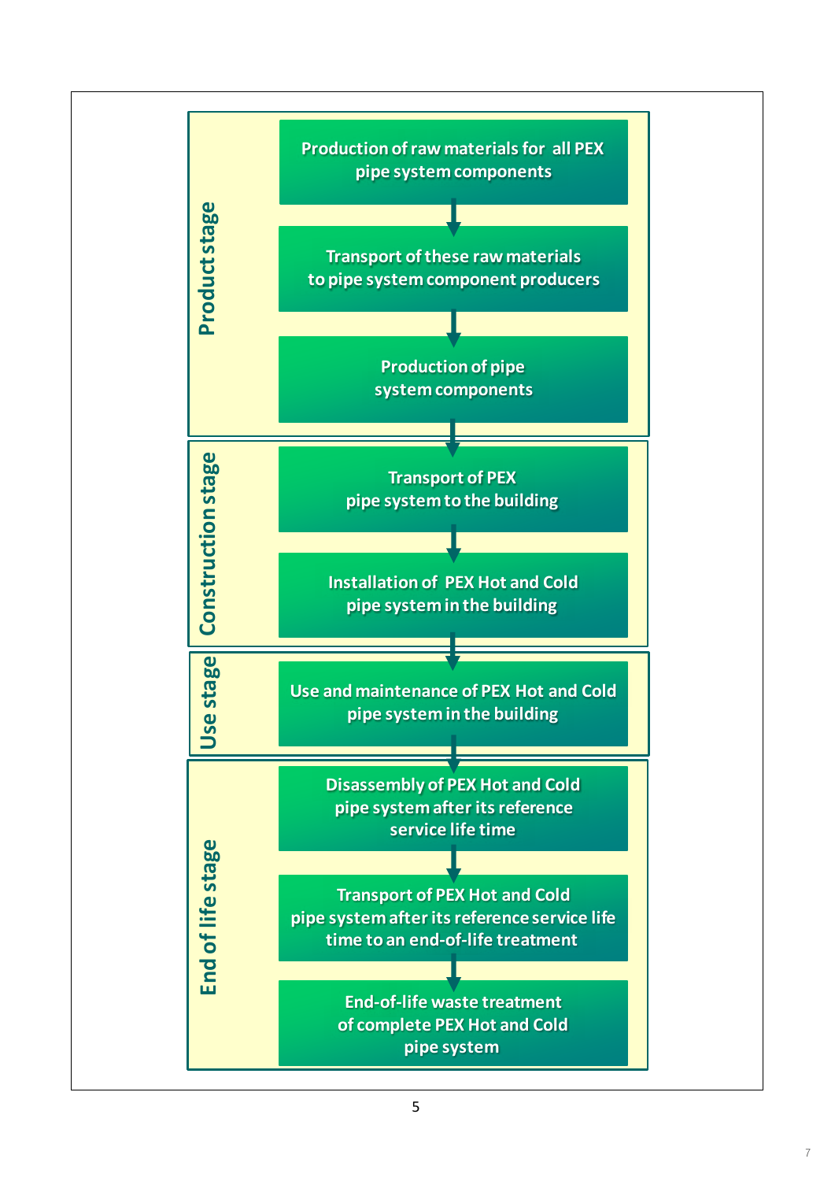**Product stage**

- Production of raw materials for all PEX pipe system components
- Transport of these raw materials to pipe system component producers
- Production of pipe system components

**Construction stage**

- Transport of PEX pipe system to the building
- Installation of PEX Hot and Cold pipe system in the building

**Use stage**

- Use and maintenance of PEX Hot and Cold pipe system in the building

**End of life stage**

- Disassembly of PEX Hot and Cold pipe system after its reference service life time
- Transport of PEX Hot and Cold pipe system after its reference service life time to an end-of-life treatment
- End-of-life waste treatment of complete PEX Hot and Cold pipe system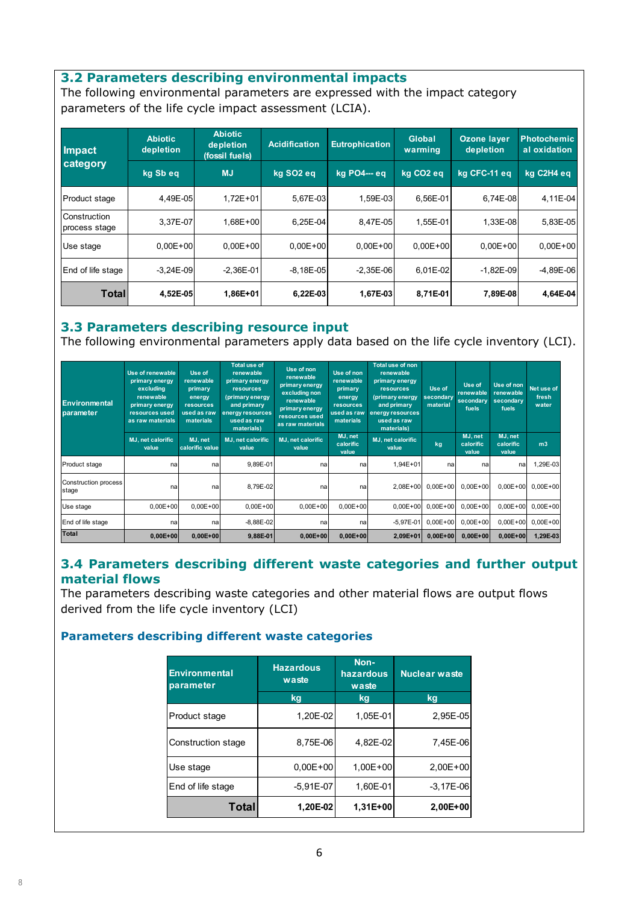## 3.2 Parameters describing environmental impacts

The following environmental parameters are expressed with the impact category parameters of the life cycle impact assessment (LCIA).

| Impact category | Abiotic depletion | Abiotic depletion (fossil fuels) | Acidification | Eutrophication | Global warming | Ozone layer depletion | Photochemical oxidation |
|---|---|---|---|---|---|---|---|
| | kg Sb eq | MJ | kg SO2 eq | kg PO4--- eq | kg CO2 eq | kg CFC-11 eq | kg C2H4 eq |
| Product stage | 4,49E-05 | 1,72E+01 | 5,67E-03 | 1,59E-03 | 6,56E-01 | 6,74E-08 | 4,11E-04 |
| Construction process stage | 3,37E-07 | 1,68E+00 | 6,25E-04 | 8,47E-05 | 1,55E-01 | 1,33E-08 | 5,83E-05 |
| Use stage | 0,00E+00 | 0,00E+00 | 0,00E+00 | 0,00E+00 | 0,00E+00 | 0,00E+00 | 0,00E+00 |
| End of life stage | -3,24E-09 | -2,36E-01 | -8,18E-05 | -2,35E-06 | 6,01E-02 | -1,82E-09 | -4,89E-06 |
| **Total** | **4,52E-05** | **1,86E+01** | **6,22E-03** | **1,67E-03** | **8,71E-01** | **7,89E-08** | **4,64E-04** |

## 3.3 Parameters describing resource input

The following environmental parameters apply data based on the life cycle inventory (LCI).

| Environmental parameter | Use of renewable primary energy excluding renewable primary energy resources used as raw materials | Use of renewable primary energy resources used as raw materials | Total use of renewable primary energy resources (primary energy and primary energy resources used as raw materials) | Use of non renewable primary energy excluding non renewable primary energy resources used as raw materials | Use of non renewable primary energy resources used as raw materials | Total use of non renewable primary energy resources (primary energy and primary energy resources used as raw materials) | Use of secondary material | Use of renewable secondary fuels | Use of non renewable secondary fuels | Net use of fresh water |
|---|---|---|---|---|---|---|---|---|---|---|
| | MJ, net calorific value | MJ, net calorific value | MJ, net calorific value | MJ, net calorific value | MJ, net calorific value | MJ, net calorific value | kg | MJ, net calorific value | MJ, net calorific value | m3 |
| Product stage | na | na | 9,89E-01 | na | na | 1,94E+01 | na | na | na | 1,29E-03 |
| Construction process stage | na | na | 8,79E-02 | na | na | 2,08E+00 | 0,00E+00 | 0,00E+00 | 0,00E+00 | 0,00E+00 |
| Use stage | 0,00E+00 | 0,00E+00 | 0,00E+00 | 0,00E+00 | 0,00E+00 | 0,00E+00 | 0,00E+00 | 0,00E+00 | 0,00E+00 | 0,00E+00 |
| End of life stage | na | na | -8,88E-02 | na | na | -5,97E-01 | 0,00E+00 | 0,00E+00 | 0,00E+00 | 0,00E+00 |
| **Total** | **0,00E+00** | **0,00E+00** | **9,88E-01** | **0,00E+00** | **0,00E+00** | **2,09E+01** | **0,00E+00** | **0,00E+00** | **0,00E+00** | **1,29E-03** |

## 3.4 Parameters describing different waste categories and further output material flows

The parameters describing waste categories and other material flows are output flows derived from the life cycle inventory (LCI)

### Parameters describing different waste categories

| Environmental parameter | Hazardous waste | Non-hazardous waste | Nuclear waste |
|---|---|---|---|
| | kg | kg | kg |
| Product stage | 1,20E-02 | 1,05E-01 | 2,95E-05 |
| Construction stage | 8,75E-06 | 4,82E-02 | 7,45E-06 |
| Use stage | 0,00E+00 | 1,00E+00 | 2,00E+00 |
| End of life stage | -5,91E-07 | 1,60E-01 | -3,17E-06 |
| **Total** | **1,20E-02** | **1,31E+00** | **2,00E+00** |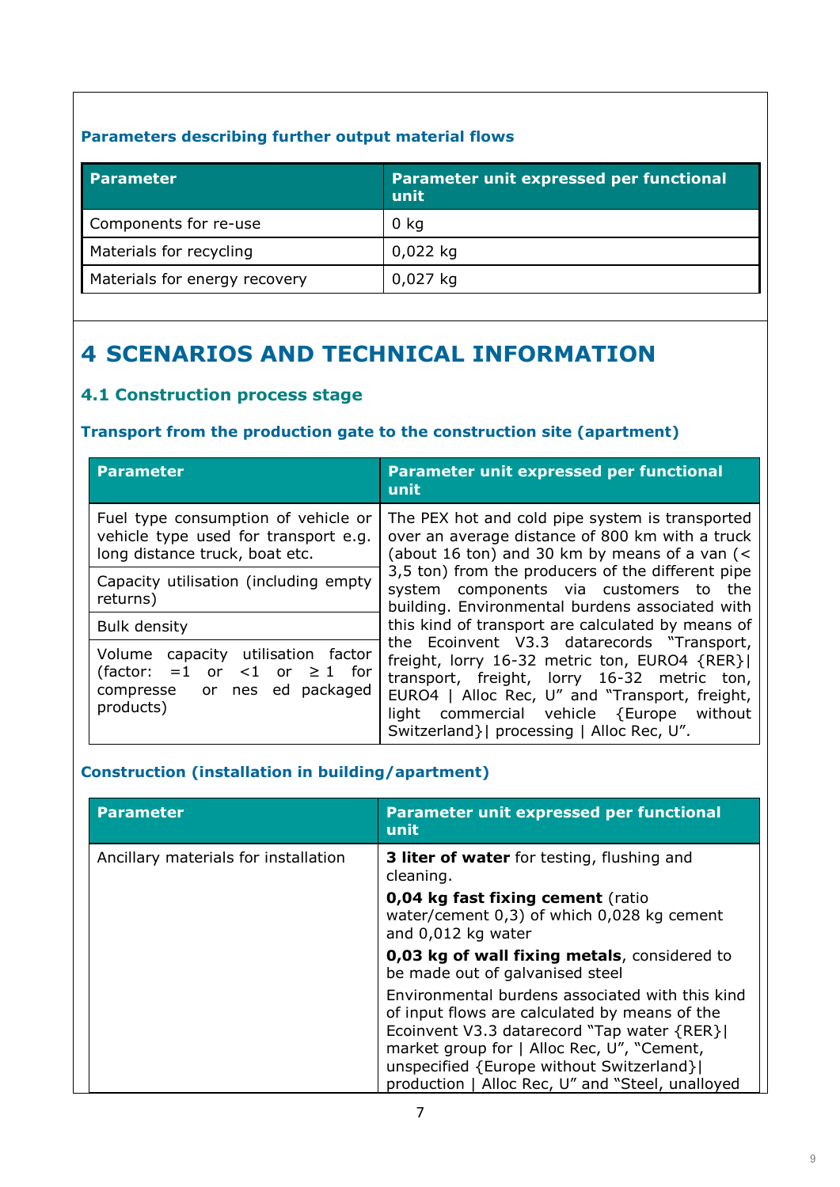**Parameters describing further output material flows**

| Parameter | Parameter unit expressed per functional unit |
| --- | --- |
| Components for re-use | 0 kg |
| Materials for recycling | 0,022 kg |
| Materials for energy recovery | 0,027 kg |

# 4 SCENARIOS AND TECHNICAL INFORMATION

## 4.1 Construction process stage

**Transport from the production gate to the construction site (apartment)**

| Parameter | Parameter unit expressed per functional unit |
| --- | --- |
| Fuel type consumption of vehicle or vehicle type used for transport e.g. long distance truck, boat etc. | The PEX hot and cold pipe system is transported over an average distance of 800 km with a truck (about 16 ton) and 30 km by means of a van (< 3,5 ton) from the producers of the different pipe system components via customers to the building. Environmental burdens associated with this kind of transport are calculated by means of the Ecoinvent V3.3 datarecords "Transport, freight, lorry 16-32 metric ton, EURO4 {RER}\| transport, freight, lorry 16-32 metric ton, EURO4 \| Alloc Rec, U" and "Transport, freight, light commercial vehicle {Europe without Switzerland}\| processing \| Alloc Rec, U". |
| Capacity utilisation (including empty returns) | |
| Bulk density | |
| Volume capacity utilisation factor (factor: =1 or <1 or ≥ 1 for compresse or nes ed packaged products) | |

**Construction (installation in building/apartment)**

| Parameter | Parameter unit expressed per functional unit |
| --- | --- |
| Ancillary materials for installation | **3 liter of water** for testing, flushing and cleaning.<br>**0,04 kg fast fixing cement** (ratio water/cement 0,3) of which 0,028 kg cement and 0,012 kg water<br>**0,03 kg of wall fixing metals**, considered to be made out of galvanised steel<br>Environmental burdens associated with this kind of input flows are calculated by means of the Ecoinvent V3.3 datarecord "Tap water {RER}\| market group for \| Alloc Rec, U", "Cement, unspecified {Europe without Switzerland}\| production \| Alloc Rec, U" and "Steel, unalloyed |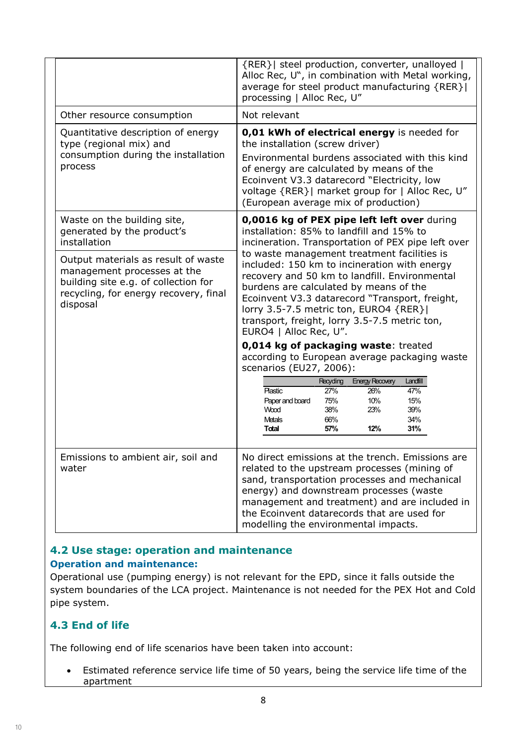| | |
|---|---|
| | {RER}\| steel production, converter, unalloyed \| Alloc Rec, U", in combination with Metal working, average for steel product manufacturing {RER}\| processing \| Alloc Rec, U" |
| Other resource consumption | Not relevant |
| Quantitative description of energy type (regional mix) and consumption during the installation process | **0,01 kWh of electrical energy** is needed for the installation (screw driver)<br>Environmental burdens associated with this kind of energy are calculated by means of the Ecoinvent V3.3 datarecord "Electricity, low voltage {RER}\| market group for \| Alloc Rec, U" (European average mix of production) |
| Waste on the building site, generated by the product's installation<br><br>Output materials as result of waste management processes at the building site e.g. of collection for recycling, for energy recovery, final disposal | **0,0016 kg of PEX pipe left left over** during installation: 85% to landfill and 15% to incineration. Transportation of PEX pipe left over to waste management treatment facilities is included: 150 km to incineration with energy recovery and 50 km to landfill. Environmental burdens are calculated by means of the Ecoinvent V3.3 datarecord "Transport, freight, lorry 3.5-7.5 metric ton, EURO4 {RER}\| transport, freight, lorry 3.5-7.5 metric ton, EURO4 \| Alloc Rec, U".<br>**0,014 kg of packaging waste**: treated according to European average packaging waste scenarios (EU27, 2006): |
| Emissions to ambient air, soil and water | No direct emissions at the trench. Emissions are related to the upstream processes (mining of sand, transportation processes and mechanical energy) and downstream processes (waste management and treatment) and are included in the Ecoinvent datarecords that are used for modelling the environmental impacts. |

| | Recycling | Energy Recovery | Landfill |
|---|---|---|---|
| Plastic | 27% | 26% | 47% |
| Paper and board | 75% | 10% | 15% |
| Wood | 38% | 23% | 39% |
| Metals | 66% | | 34% |
| **Total** | **57%** | **12%** | **31%** |

## 4.2 Use stage: operation and maintenance

### Operation and maintenance:

Operational use (pumping energy) is not relevant for the EPD, since it falls outside the system boundaries of the LCA project. Maintenance is not needed for the PEX Hot and Cold pipe system.

## 4.3 End of life

The following end of life scenarios have been taken into account:

- Estimated reference service life time of 50 years, being the service life time of the apartment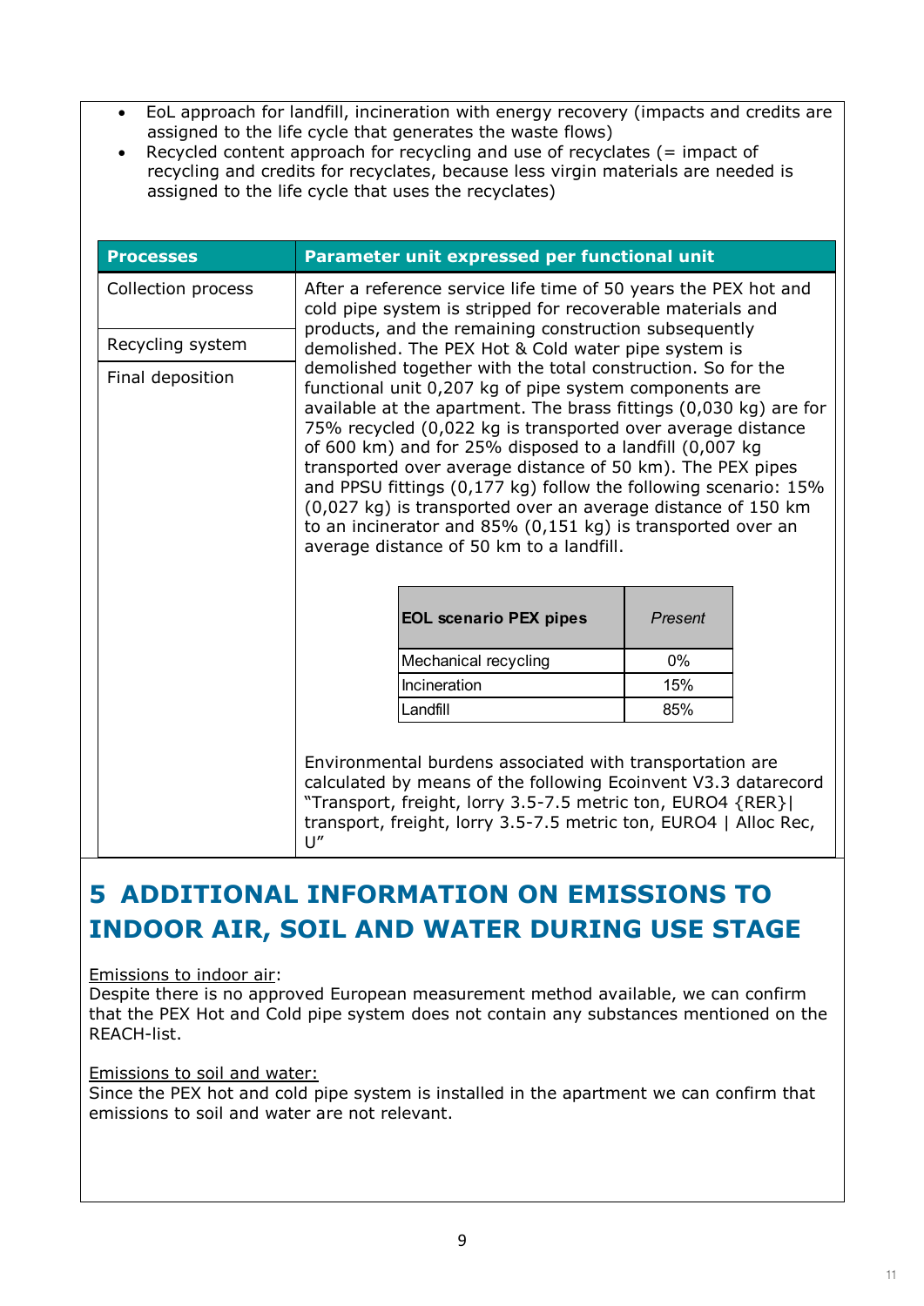- EoL approach for landfill, incineration with energy recovery (impacts and credits are assigned to the life cycle that generates the waste flows)
- Recycled content approach for recycling and use of recyclates (= impact of recycling and credits for recyclates, because less virgin materials are needed is assigned to the life cycle that uses the recyclates)

| Processes | Parameter unit expressed per functional unit |
|---|---|
| Collection process<br><br>Recycling system<br><br>Final deposition | After a reference service life time of 50 years the PEX hot and cold pipe system is stripped for recoverable materials and products, and the remaining construction subsequently demolished. The PEX Hot & Cold water pipe system is demolished together with the total construction. So for the functional unit 0,207 kg of pipe system components are available at the apartment. The brass fittings (0,030 kg) are for 75% recycled (0,022 kg is transported over average distance of 600 km) and for 25% disposed to a landfill (0,007 kg transported over average distance of 50 km). The PEX pipes and PPSU fittings (0,177 kg) follow the following scenario: 15% (0,027 kg) is transported over an average distance of 150 km to an incinerator and 85% (0,151 kg) is transported over an average distance of 50 km to a landfill.<br><br>Environmental burdens associated with transportation are calculated by means of the following Ecoinvent V3.3 datarecord "Transport, freight, lorry 3.5-7.5 metric ton, EURO4 {RER}\| transport, freight, lorry 3.5-7.5 metric ton, EURO4 \| Alloc Rec, U" |

| **EOL scenario PEX pipes** | *Present* |
|---|---|
| Mechanical recycling | 0% |
| Incineration | 15% |
| Landfill | 85% |

# 5 ADDITIONAL INFORMATION ON EMISSIONS TO INDOOR AIR, SOIL AND WATER DURING USE STAGE

<u>Emissions to indoor air</u>:
Despite there is no approved European measurement method available, we can confirm that the PEX Hot and Cold pipe system does not contain any substances mentioned on the REACH-list.

<u>Emissions to soil and water:</u>
Since the PEX hot and cold pipe system is installed in the apartment we can confirm that emissions to soil and water are not relevant.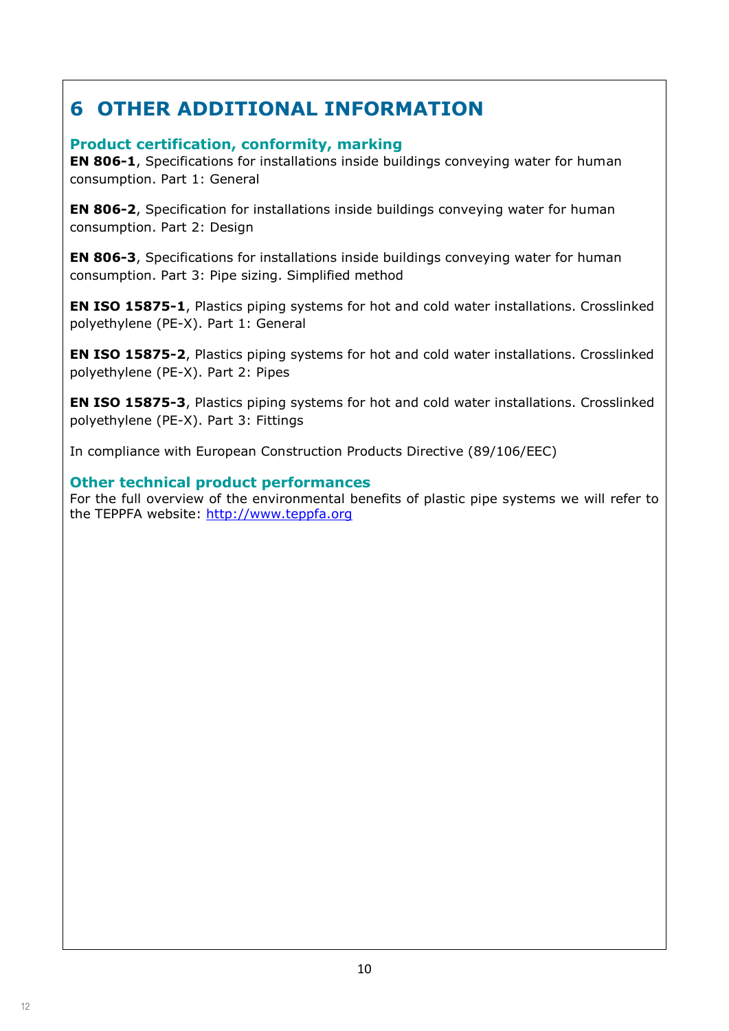# 6 OTHER ADDITIONAL INFORMATION

## Product certification, conformity, marking

**EN 806-1**, Specifications for installations inside buildings conveying water for human consumption. Part 1: General

**EN 806-2**, Specification for installations inside buildings conveying water for human consumption. Part 2: Design

**EN 806-3**, Specifications for installations inside buildings conveying water for human consumption. Part 3: Pipe sizing. Simplified method

**EN ISO 15875-1**, Plastics piping systems for hot and cold water installations. Crosslinked polyethylene (PE-X). Part 1: General

**EN ISO 15875-2**, Plastics piping systems for hot and cold water installations. Crosslinked polyethylene (PE-X). Part 2: Pipes

**EN ISO 15875-3**, Plastics piping systems for hot and cold water installations. Crosslinked polyethylene (PE-X). Part 3: Fittings

In compliance with European Construction Products Directive (89/106/EEC)

## Other technical product performances

For the full overview of the environmental benefits of plastic pipe systems we will refer to the TEPPFA website: http://www.teppfa.org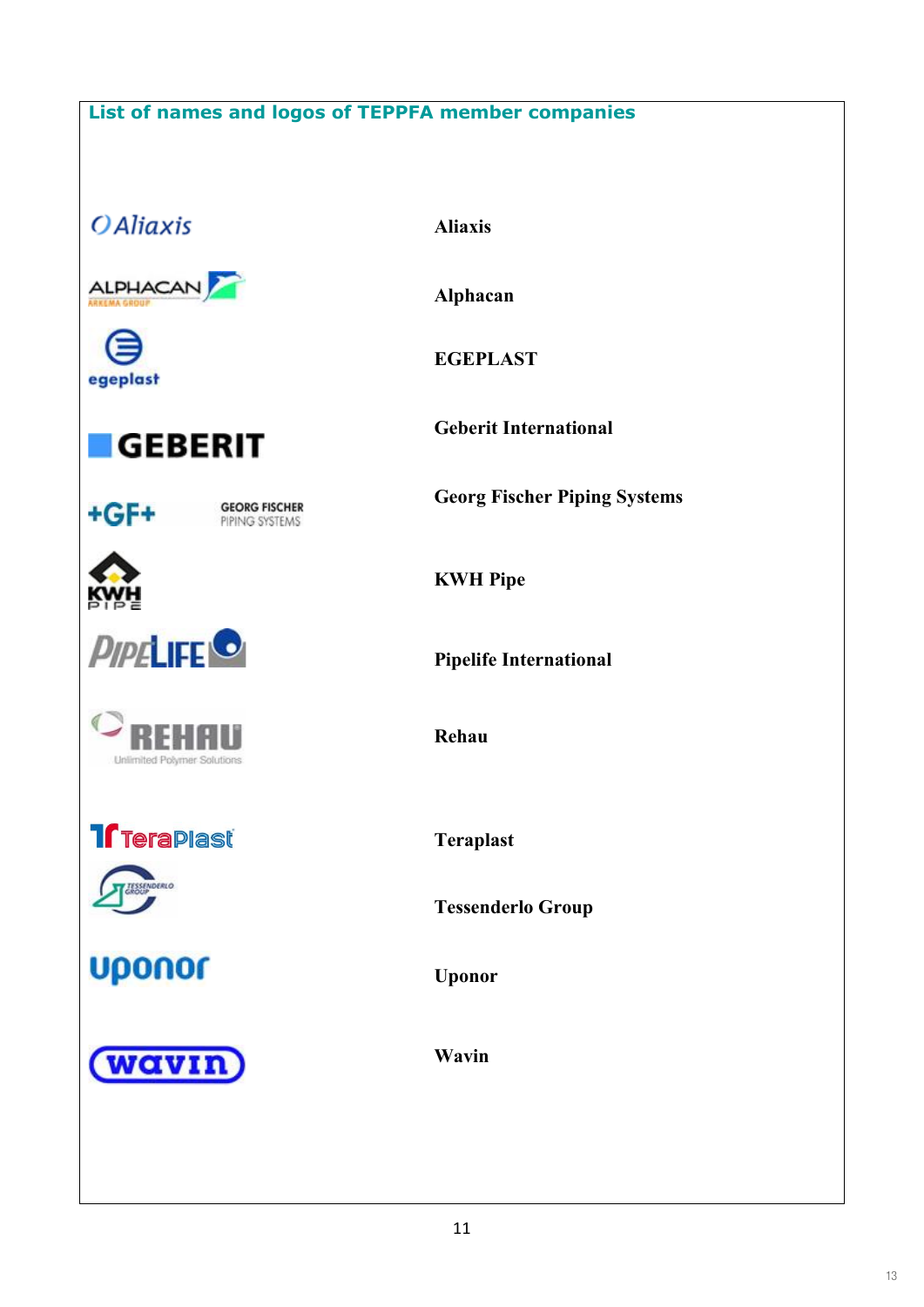## List of names and logos of TEPPFA member companies

Aliaxis

Alphacan

EGEPLAST

Geberit International

Georg Fischer Piping Systems

KWH Pipe

Pipelife International

Rehau

Teraplast

Tessenderlo Group

Uponor

Wavin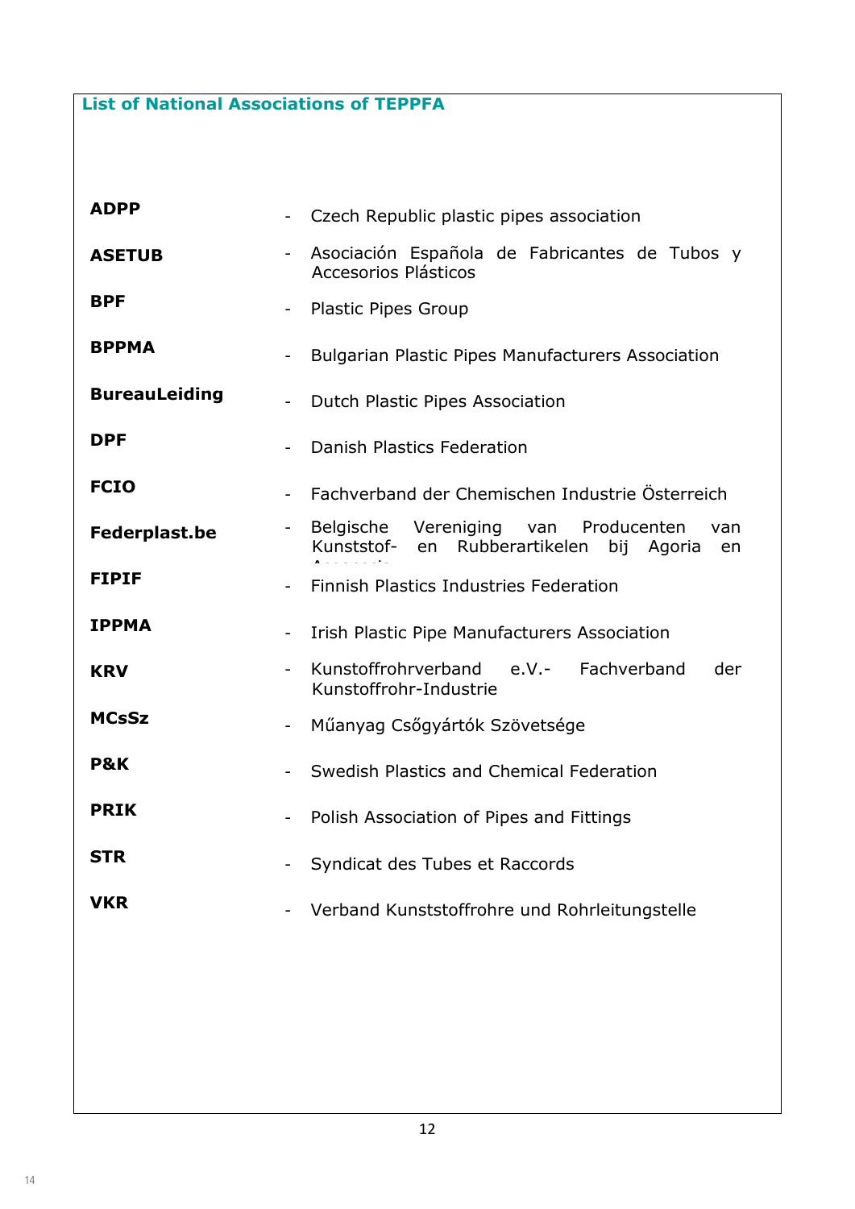## List of National Associations of TEPPFA

| | |
|---|---|
| **ADPP** | - Czech Republic plastic pipes association |
| **ASETUB** | - Asociación Española de Fabricantes de Tubos y Accesorios Plásticos |
| **BPF** | - Plastic Pipes Group |
| **BPPMA** | - Bulgarian Plastic Pipes Manufacturers Association |
| **BureauLeiding** | - Dutch Plastic Pipes Association |
| **DPF** | - Danish Plastics Federation |
| **FCIO** | - Fachverband der Chemischen Industrie Österreich |
| **Federplast.be** | - Belgische Vereniging van Producenten van Kunststof- en Rubberartikelen bij Agoria en Accoccia |
| **FIPIF** | - Finnish Plastics Industries Federation |
| **IPPMA** | - Irish Plastic Pipe Manufacturers Association |
| **KRV** | - Kunstoffrohrverband e.V.- Fachverband der Kunstoffrohr-Industrie |
| **MCsSz** | - Műanyag Csőgyártók Szövetsége |
| **P&K** | - Swedish Plastics and Chemical Federation |
| **PRIK** | - Polish Association of Pipes and Fittings |
| **STR** | - Syndicat des Tubes et Raccords |
| **VKR** | - Verband Kunststoffrohre und Rohrleitungstelle |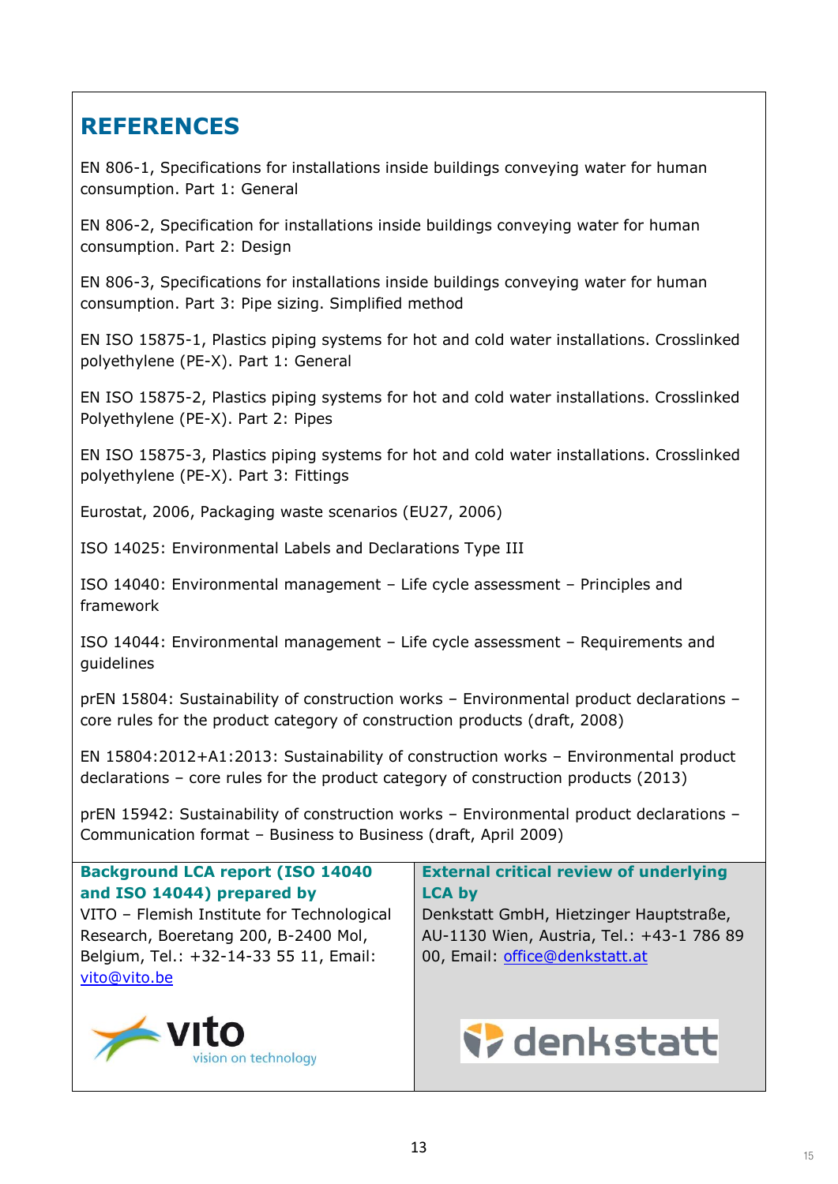# REFERENCES

EN 806-1, Specifications for installations inside buildings conveying water for human consumption. Part 1: General

EN 806-2, Specification for installations inside buildings conveying water for human consumption. Part 2: Design

EN 806-3, Specifications for installations inside buildings conveying water for human consumption. Part 3: Pipe sizing. Simplified method

EN ISO 15875-1, Plastics piping systems for hot and cold water installations. Crosslinked polyethylene (PE-X). Part 1: General

EN ISO 15875-2, Plastics piping systems for hot and cold water installations. Crosslinked Polyethylene (PE-X). Part 2: Pipes

EN ISO 15875-3, Plastics piping systems for hot and cold water installations. Crosslinked polyethylene (PE-X). Part 3: Fittings

Eurostat, 2006, Packaging waste scenarios (EU27, 2006)

ISO 14025: Environmental Labels and Declarations Type III

ISO 14040: Environmental management – Life cycle assessment – Principles and framework

ISO 14044: Environmental management – Life cycle assessment – Requirements and guidelines

prEN 15804: Sustainability of construction works – Environmental product declarations – core rules for the product category of construction products (draft, 2008)

EN 15804:2012+A1:2013: Sustainability of construction works – Environmental product declarations – core rules for the product category of construction products (2013)

prEN 15942: Sustainability of construction works – Environmental product declarations – Communication format – Business to Business (draft, April 2009)

**Background LCA report (ISO 14040 and ISO 14044) prepared by**
VITO – Flemish Institute for Technological Research, Boeretang 200, B-2400 Mol, Belgium, Tel.: +32-14-33 55 11, Email: vito@vito.be

vito
vision on technology

**External critical review of underlying LCA by**
Denkstatt GmbH, Hietzinger Hauptstraße, AU-1130 Wien, Austria, Tel.: +43-1 786 89 00, Email: office@denkstatt.at

denkstatt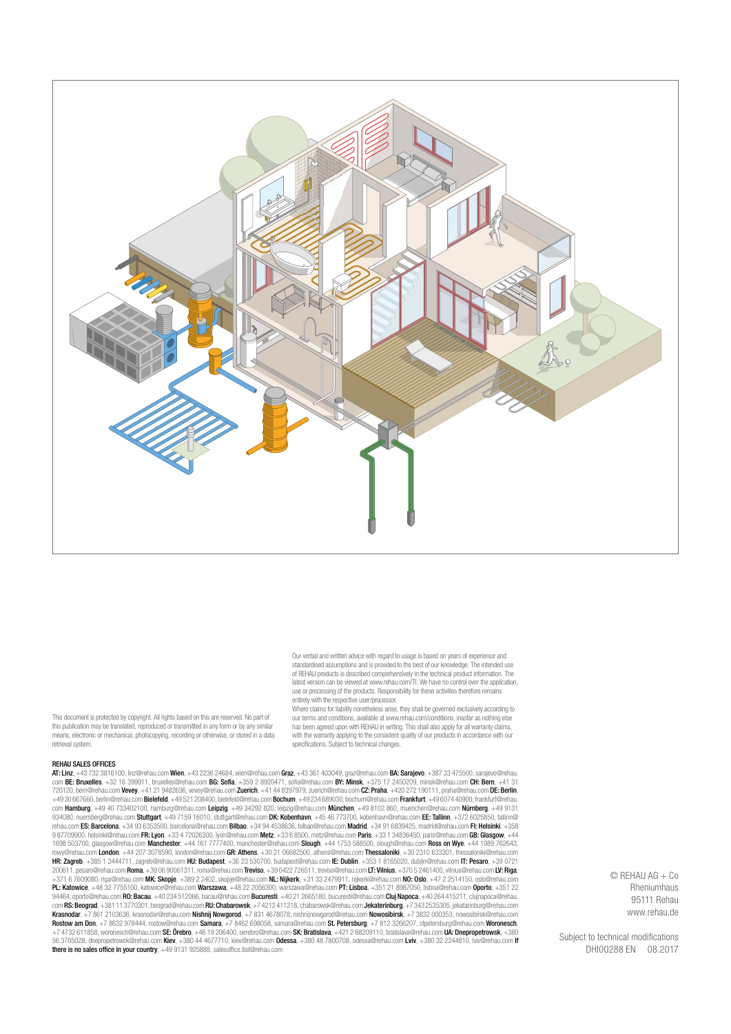This document is protected by copyright. All rights based on this are reserved. No part of this publication may be translated, reproduced or transmitted in any form or by any similar means, electronic or mechanical, photocopying, recording or otherwise, or stored in a data retrieval system.

Our verbal and written advice with regard to usage is based on years of experience and standardised assumptions and is provided to the best of our knowledge. The intended use of REHAU products is described comprehensively in the technical product information. The latest version can be viewed at www.rehau.com/TI. We have no control over the application, use or processing of the products. Responsibility for these activities therefore remains entirely with the respective user/processor.
Where claims for liability nonetheless arise, they shall be governed exclusively according to our terms and conditions, available at www.rehau.com/conditions, insofar as nothing else has been agreed upon with REHAU in writing. This shall also apply for all warranty claims, with the warranty applying to the consistent quality of our products in accordance with our specifications. Subject to technical changes.

**REHAU SALES OFFICES**

**AT: Linz**, +43 732 3816100, linz@rehau.com **Wien**, +43 2236 24684, wien@rehau.com **Graz**, +43 361 403049, graz@rehau.com **BA: Sarajevo**, +387 33 475500, sarajevo@rehau.com **BE: Bruxelles**, +32 16 399911, bruxelles@rehau.com **BG: Sofia**, +359 2 8920471, sofia@rehau.com **BY: Minsk**, +375 17 2450209, minsk@rehau.com **CH: Bern**, +41 31 720120, bern@rehau.com **Vevey**, +41 21 9482636, vevey@rehau.com **Zuerich**, +41 44 8397979, zuerich@rehau.com **CZ: Praha**, +420 272 190111, praha@rehau.com **DE: Berlin**, +49 30 667660, berlin@rehau.com **Bielefeld**, +49 521 208400, bielefeld@rehau.com **Bochum**, +49 234 689030, bochum@rehau.com **Frankfurt**, +49 6074 40900, frankfurt@rehau.com **Hamburg**, +49 40 733402100, hamburg@rehau.com **Leipzig**, +49 34292 820, leipzig@rehau.com **München**, +49 8102 860, muenchen@rehau.com **Nürnberg**, +49 9131 934080, nuernberg@rehau.com **Stuttgart**, +49 7159 16010, stuttgart@rehau.com **DK: Kobenhavn**, +45 46 773700, kobenhavn@rehau.com **EE: Tallinn**, +372 6025850, tallinn@rehau.com **ES: Barcelona**, +34 93 6353500, barcelona@rehau.com **Bilbao**, +34 94 4538636, bilbao@rehau.com **Madrid**, +34 91 6839425, madrid@rehau.com **FI: Helsinki**, +358 9 87709900, helsinki@rehau.com **FR: Lyon**, +33 4 72026300, lyon@rehau.com **Metz**, +33 6 8500, metz@rehau.com **Paris**, +33 1 34836450, paris@rehau.com **GB: Glasgow**, +44 1698 503700, glasgow@rehau.com **Manchester**, +44 161 7777400, manchester@rehau.com **Slough**, +44 1753 588500, slough@rehau.com **Ross on Wye**, +44 1989 762643, rowy@rehau.com **London**, +44 207 3078590, london@rehau.com **GR: Athens**, +30 21 06682500, athens@rehau.com **Thessaloniki**, +30 2310 633301, thessaloniki@rehau.com **HR: Zagreb**, +385 1 3444711, zagreb@rehau.com **HU: Budapest**, +36 23 530700, budapest@rehau.com **IE: Dublin**, +353 1 8165020, dublin@rehau.com **IT: Pesaro**, +39 0721 200611, pesaro@rehau.com **Roma**, +39 06 90061311, roma@rehau.com **Treviso**, +39 0422 726511, treviso@rehau.com **LT: Vilnius**, +370 5 2461400, vilnius@rehau.com **LV: Riga**, +371 6 7609080, riga@rehau.com **MK: Skopje**, +389 2 2402, skopje@rehau.com **NL: Nijkerk**, +31 33 2479911, nijkerk@rehau.com **NO: Oslo**, +47 2 2514150, oslo@rehau.com **PL: Katowice**, +48 32 7755100, katowice@rehau.com **Warszawa**, +48 22 2056300, warszawa@rehau.com **PT: Lisboa**, +351 21 8987050, lisboa@rehau.com **Oporto**, +351 22 94464, oporto@rehau.com **RO: Bacau**, +40 234 512066, bacau@rehau.com **Bucuresti**, +40 21 2665180, bucuresti@rehau.com **Cluj Napoca**, +40 264 415211, clujnapoca@rehau.com **RS: Beograd**, +381 11 3770301, beograd@rehau.com **RU: Chabarowsk**, +7 4212 411218, chabarowsk@rehau.com **Jekaterinburg**, +7 343 2535305, jekatarinburg@rehau.com **Krasnodar**, +7 861 2103636, krasnodar@rehau.com **Nishnij Nowgorod**, +7 831 4678078, nishnijnowgorod@rehau.com **Nowosibirsk**, +7 3832 000353, nowosibirsk@rehau.com **Rostow am Don**, +7 8632 978444, rostow@rehau.com **Samara**, +7 8462 698058, samara@rehau.com **St. Petersburg**, +7 812 3266207, stpetersburg@rehau.com **Woronesch**, +7 4732 611858, woronesch@rehau.com **SE: Örebro**, +46 19 206400, oerebro@rehau.com **SK: Bratislava**, +421 2 68209110, bratislava@rehau.com **UA: Dnepropetrowsk**, +380 56 3705028, dnepropetrowsk@rehau.com **Kiev**, +380 44 4677710, kiev@rehau.com **Odessa**, +380 48 7800708, odessa@rehau.com **Lviv**, +380 32 2244810, lviv@rehau.com **If there is no sales office in your country**, +49 9131 925888, salesoffice.ibd@rehau.com

© REHAU AG + Co
Rheniumhaus
95111 Rehau
www.rehau.de

Subject to technical modifications
DHI00288 EN 08.2017